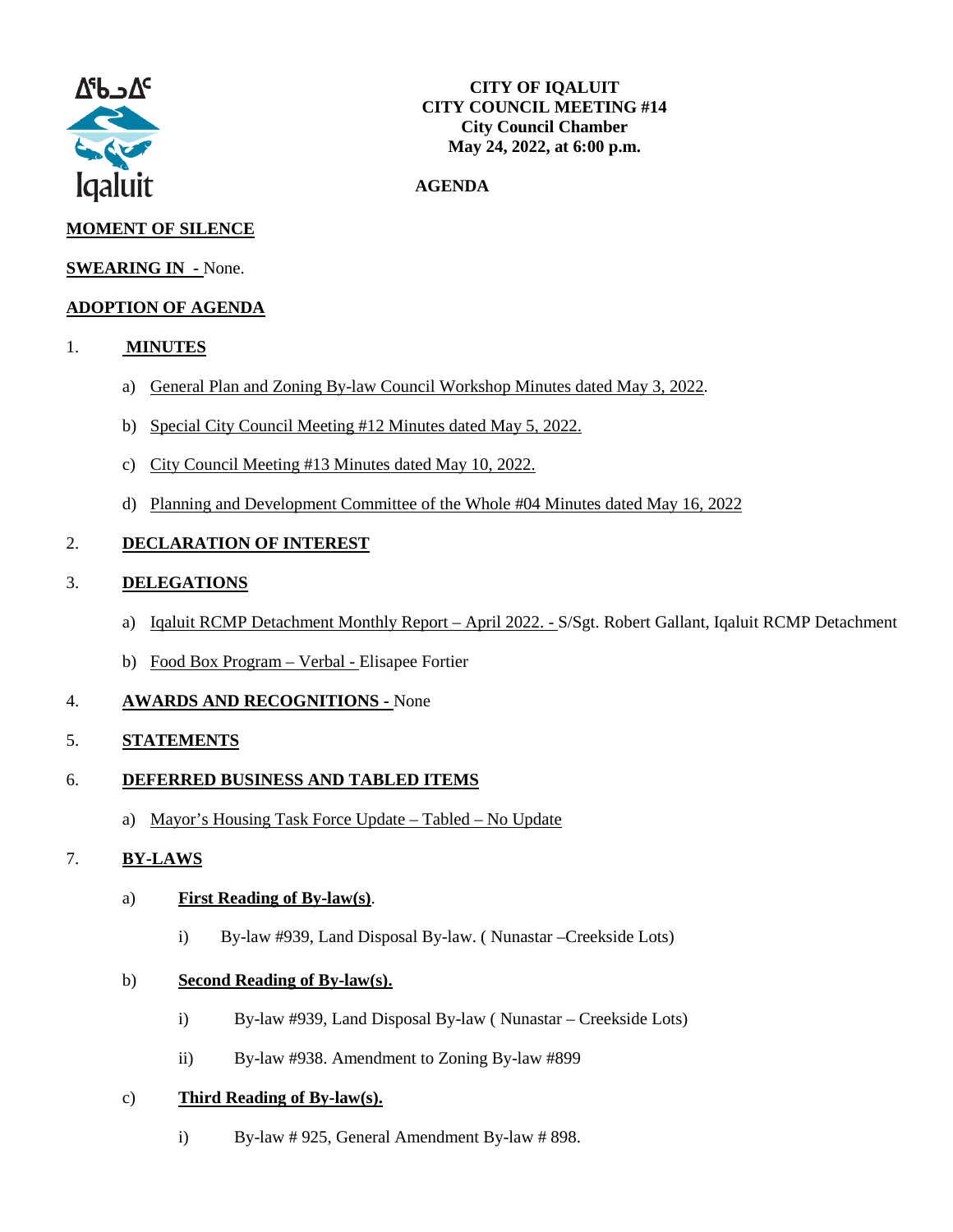ᐃᖃᓗᐃᑦ
Iqaluit

**CITY OF IQALUIT**
**CITY COUNCIL MEETING #14**
**City Council Chamber**
**May 24, 2022, at 6:00 p.m.**

**AGENDA**

**MOMENT OF SILENCE**

**SWEARING IN -** None.

**ADOPTION OF AGENDA**

1. **MINUTES**

   a) General Plan and Zoning By-law Council Workshop Minutes dated May 3, 2022.

   b) Special City Council Meeting #12 Minutes dated May 5, 2022.

   c) City Council Meeting #13 Minutes dated May 10, 2022.

   d) Planning and Development Committee of the Whole #04 Minutes dated May 16, 2022

2. **DECLARATION OF INTEREST**

3. **DELEGATIONS**

   a) Iqaluit RCMP Detachment Monthly Report – April 2022. - S/Sgt. Robert Gallant, Iqaluit RCMP Detachment

   b) Food Box Program – Verbal - Elisapee Fortier

4. **AWARDS AND RECOGNITIONS -** None

5. **STATEMENTS**

6. **DEFERRED BUSINESS AND TABLED ITEMS**

   a) Mayor's Housing Task Force Update – Tabled – No Update

7. **BY-LAWS**

   a) **First Reading of By-law(s)**.

      i) By-law #939, Land Disposal By-law. ( Nunastar –Creekside Lots)

   b) **Second Reading of By-law(s).**

      i) By-law #939, Land Disposal By-law ( Nunastar – Creekside Lots)

      ii) By-law #938. Amendment to Zoning By-law #899

   c) **Third Reading of By-law(s).**

      i) By-law # 925, General Amendment By-law # 898.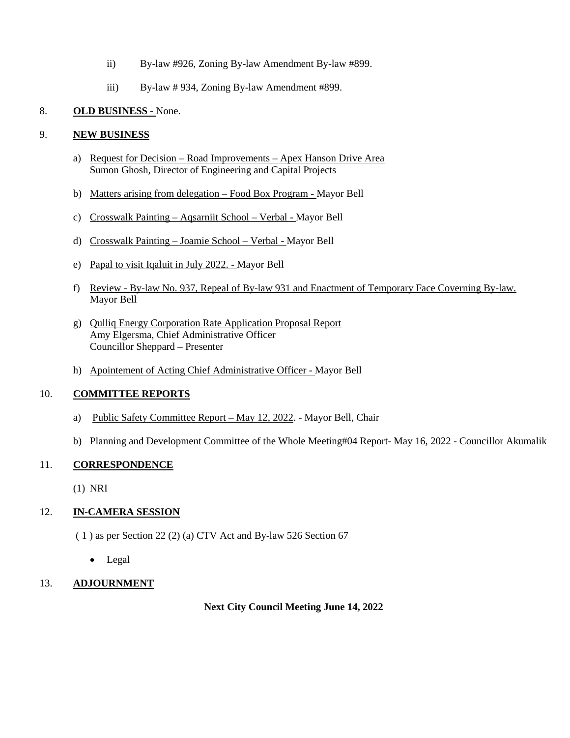ii) By-law #926, Zoning By-law Amendment By-law #899.

iii) By-law # 934, Zoning By-law Amendment #899.

8. **OLD BUSINESS -** None.

9. **NEW BUSINESS**

   a) Request for Decision – Road Improvements – Apex Hanson Drive Area
   Sumon Ghosh, Director of Engineering and Capital Projects

   b) Matters arising from delegation – Food Box Program - Mayor Bell

   c) Crosswalk Painting – Aqsarniit School – Verbal - Mayor Bell

   d) Crosswalk Painting – Joamie School – Verbal - Mayor Bell

   e) Papal to visit Iqaluit in July 2022. - Mayor Bell

   f) Review - By-law No. 937, Repeal of By-law 931 and Enactment of Temporary Face Covering By-law.
   Mayor Bell

   g) Qulliq Energy Corporation Rate Application Proposal Report
   Amy Elgersma, Chief Administrative Officer
   Councillor Sheppard – Presenter

   h) Apointement of Acting Chief Administrative Officer - Mayor Bell

10. **COMMITTEE REPORTS**

   a) Public Safety Committee Report – May 12, 2022. - Mayor Bell, Chair

   b) Planning and Development Committee of the Whole Meeting#04 Report- May 16, 2022 - Councillor Akumalik

11. **CORRESPONDENCE**

   (1) NRI

12. **IN-CAMERA SESSION**

   ( 1 ) as per Section 22 (2) (a) CTV Act and By-law 526 Section 67

   - Legal

13. **ADJOURNMENT**

**Next City Council Meeting June 14, 2022**